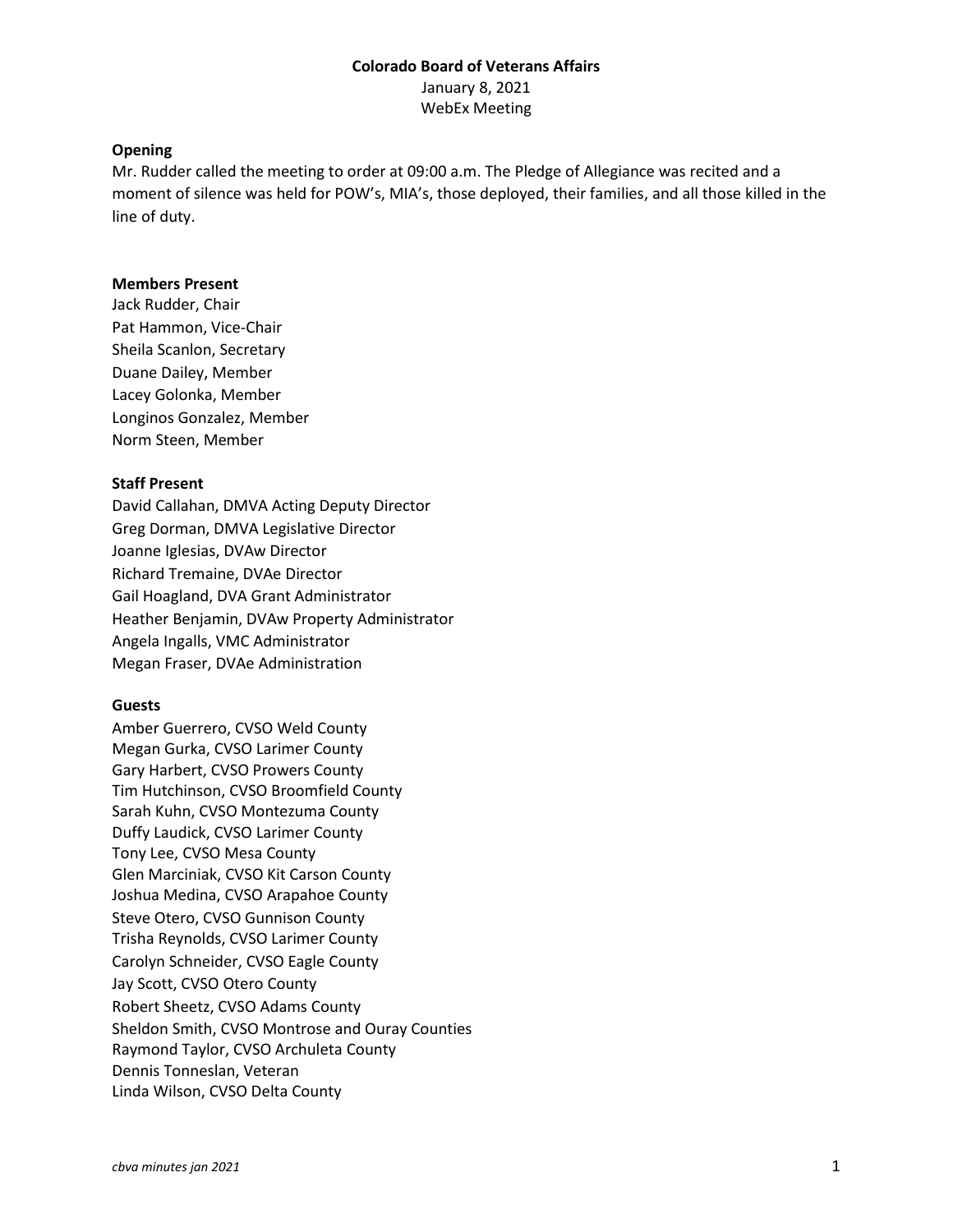**Colorado Board of Veterans Affairs**

January 8, 2021

WebEx Meeting

**Opening**

Mr. Rudder called the meeting to order at 09:00 a.m. The Pledge of Allegiance was recited and a moment of silence was held for POW's, MIA's, those deployed, their families, and all those killed in the line of duty.

**Members Present**

Jack Rudder, Chair
Pat Hammon, Vice-Chair
Sheila Scanlon, Secretary
Duane Dailey, Member
Lacey Golonka, Member
Longinos Gonzalez, Member
Norm Steen, Member

**Staff Present**

David Callahan, DMVA Acting Deputy Director
Greg Dorman, DMVA Legislative Director
Joanne Iglesias, DVAw Director
Richard Tremaine, DVAe Director
Gail Hoagland, DVA Grant Administrator
Heather Benjamin, DVAw Property Administrator
Angela Ingalls, VMC Administrator
Megan Fraser, DVAe Administration

**Guests**

Amber Guerrero, CVSO Weld County
Megan Gurka, CVSO Larimer County
Gary Harbert, CVSO Prowers County
Tim Hutchinson, CVSO Broomfield County
Sarah Kuhn, CVSO Montezuma County
Duffy Laudick, CVSO Larimer County
Tony Lee, CVSO Mesa County
Glen Marciniak, CVSO Kit Carson County
Joshua Medina, CVSO Arapahoe County
Steve Otero, CVSO Gunnison County
Trisha Reynolds, CVSO Larimer County
Carolyn Schneider, CVSO Eagle County
Jay Scott, CVSO Otero County
Robert Sheetz, CVSO Adams County
Sheldon Smith, CVSO Montrose and Ouray Counties
Raymond Taylor, CVSO Archuleta County
Dennis Tonneslan, Veteran
Linda Wilson, CVSO Delta County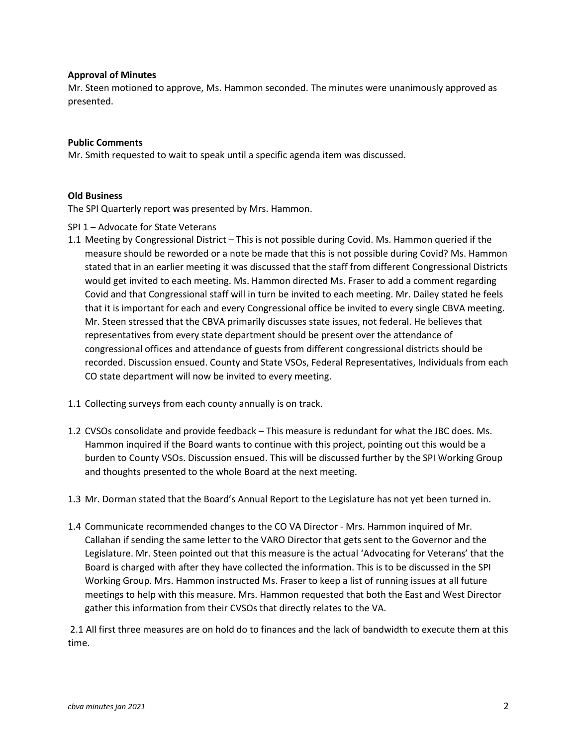**Approval of Minutes**

Mr. Steen motioned to approve, Ms. Hammon seconded. The minutes were unanimously approved as presented.

**Public Comments**

Mr. Smith requested to wait to speak until a specific agenda item was discussed.

**Old Business**

The SPI Quarterly report was presented by Mrs. Hammon.

SPI 1 – Advocate for State Veterans

1.1 Meeting by Congressional District – This is not possible during Covid. Ms. Hammon queried if the measure should be reworded or a note be made that this is not possible during Covid? Ms. Hammon stated that in an earlier meeting it was discussed that the staff from different Congressional Districts would get invited to each meeting. Ms. Hammon directed Ms. Fraser to add a comment regarding Covid and that Congressional staff will in turn be invited to each meeting. Mr. Dailey stated he feels that it is important for each and every Congressional office be invited to every single CBVA meeting. Mr. Steen stressed that the CBVA primarily discusses state issues, not federal. He believes that representatives from every state department should be present over the attendance of congressional offices and attendance of guests from different congressional districts should be recorded. Discussion ensued. County and State VSOs, Federal Representatives, Individuals from each CO state department will now be invited to every meeting.

1.1 Collecting surveys from each county annually is on track.

1.2 CVSOs consolidate and provide feedback – This measure is redundant for what the JBC does. Ms. Hammon inquired if the Board wants to continue with this project, pointing out this would be a burden to County VSOs. Discussion ensued. This will be discussed further by the SPI Working Group and thoughts presented to the whole Board at the next meeting.

1.3 Mr. Dorman stated that the Board's Annual Report to the Legislature has not yet been turned in.

1.4 Communicate recommended changes to the CO VA Director - Mrs. Hammon inquired of Mr. Callahan if sending the same letter to the VARO Director that gets sent to the Governor and the Legislature. Mr. Steen pointed out that this measure is the actual 'Advocating for Veterans' that the Board is charged with after they have collected the information. This is to be discussed in the SPI Working Group. Mrs. Hammon instructed Ms. Fraser to keep a list of running issues at all future meetings to help with this measure. Mrs. Hammon requested that both the East and West Director gather this information from their CVSOs that directly relates to the VA.

2.1 All first three measures are on hold do to finances and the lack of bandwidth to execute them at this time.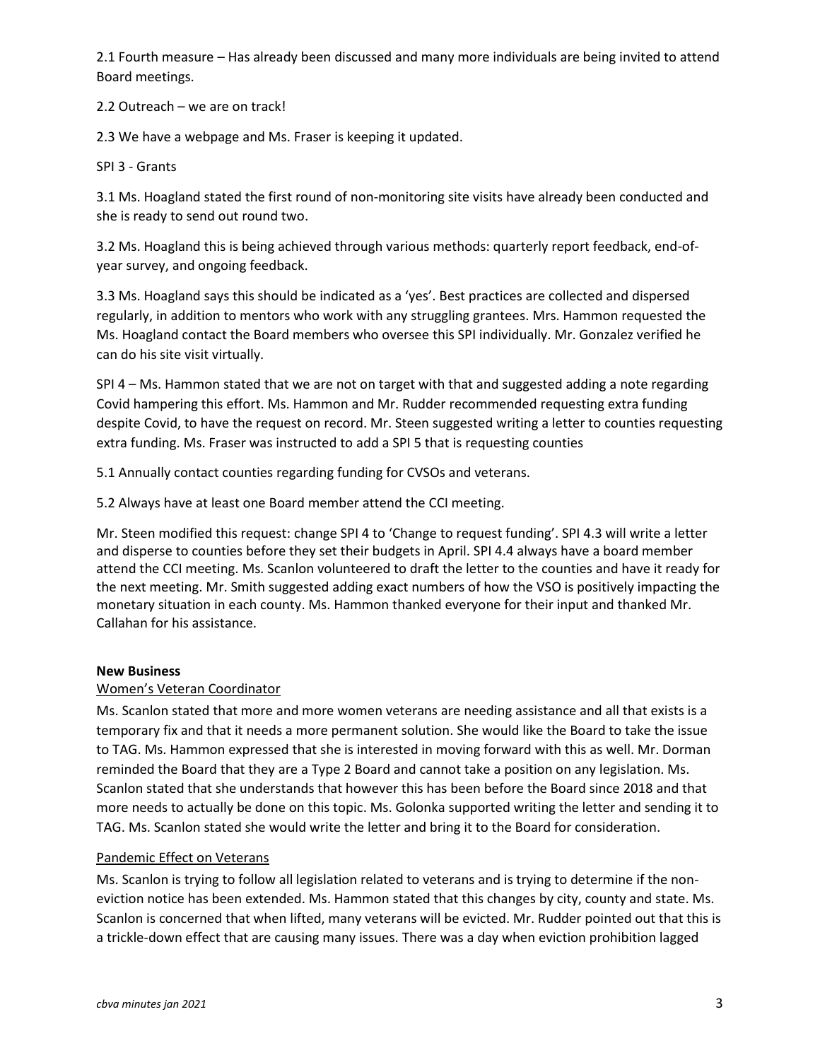2.1 Fourth measure – Has already been discussed and many more individuals are being invited to attend Board meetings.

2.2 Outreach – we are on track!

2.3 We have a webpage and Ms. Fraser is keeping it updated.

SPI 3 - Grants

3.1 Ms. Hoagland stated the first round of non-monitoring site visits have already been conducted and she is ready to send out round two.

3.2 Ms. Hoagland this is being achieved through various methods: quarterly report feedback, end-of-year survey, and ongoing feedback.

3.3 Ms. Hoagland says this should be indicated as a 'yes'. Best practices are collected and dispersed regularly, in addition to mentors who work with any struggling grantees. Mrs. Hammon requested the Ms. Hoagland contact the Board members who oversee this SPI individually. Mr. Gonzalez verified he can do his site visit virtually.

SPI 4 – Ms. Hammon stated that we are not on target with that and suggested adding a note regarding Covid hampering this effort. Ms. Hammon and Mr. Rudder recommended requesting extra funding despite Covid, to have the request on record. Mr. Steen suggested writing a letter to counties requesting extra funding. Ms. Fraser was instructed to add a SPI 5 that is requesting counties

5.1 Annually contact counties regarding funding for CVSOs and veterans.

5.2 Always have at least one Board member attend the CCI meeting.

Mr. Steen modified this request: change SPI 4 to 'Change to request funding'. SPI 4.3 will write a letter and disperse to counties before they set their budgets in April. SPI 4.4 always have a board member attend the CCI meeting. Ms. Scanlon volunteered to draft the letter to the counties and have it ready for the next meeting. Mr. Smith suggested adding exact numbers of how the VSO is positively impacting the monetary situation in each county. Ms. Hammon thanked everyone for their input and thanked Mr. Callahan for his assistance.

**New Business**

Women's Veteran Coordinator

Ms. Scanlon stated that more and more women veterans are needing assistance and all that exists is a temporary fix and that it needs a more permanent solution. She would like the Board to take the issue to TAG. Ms. Hammon expressed that she is interested in moving forward with this as well. Mr. Dorman reminded the Board that they are a Type 2 Board and cannot take a position on any legislation. Ms. Scanlon stated that she understands that however this has been before the Board since 2018 and that more needs to actually be done on this topic. Ms. Golonka supported writing the letter and sending it to TAG. Ms. Scanlon stated she would write the letter and bring it to the Board for consideration.

Pandemic Effect on Veterans

Ms. Scanlon is trying to follow all legislation related to veterans and is trying to determine if the non-eviction notice has been extended. Ms. Hammon stated that this changes by city, county and state. Ms. Scanlon is concerned that when lifted, many veterans will be evicted. Mr. Rudder pointed out that this is a trickle-down effect that are causing many issues. There was a day when eviction prohibition lagged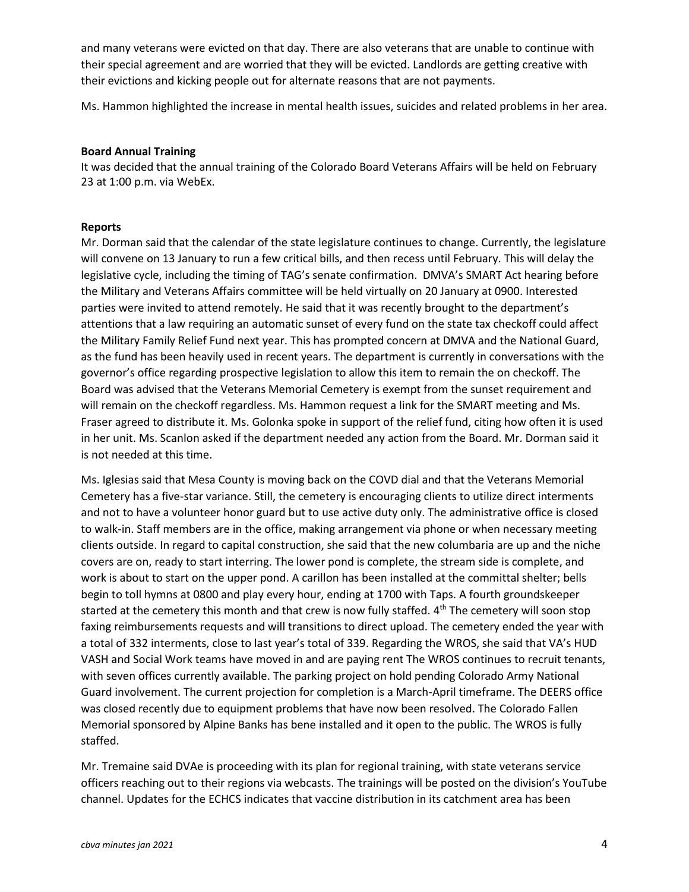and many veterans were evicted on that day. There are also veterans that are unable to continue with their special agreement and are worried that they will be evicted. Landlords are getting creative with their evictions and kicking people out for alternate reasons that are not payments.

Ms. Hammon highlighted the increase in mental health issues, suicides and related problems in her area.

**Board Annual Training**

It was decided that the annual training of the Colorado Board Veterans Affairs will be held on February 23 at 1:00 p.m. via WebEx.

**Reports**

Mr. Dorman said that the calendar of the state legislature continues to change. Currently, the legislature will convene on 13 January to run a few critical bills, and then recess until February. This will delay the legislative cycle, including the timing of TAG's senate confirmation. DMVA's SMART Act hearing before the Military and Veterans Affairs committee will be held virtually on 20 January at 0900. Interested parties were invited to attend remotely. He said that it was recently brought to the department's attentions that a law requiring an automatic sunset of every fund on the state tax checkoff could affect the Military Family Relief Fund next year. This has prompted concern at DMVA and the National Guard, as the fund has been heavily used in recent years. The department is currently in conversations with the governor's office regarding prospective legislation to allow this item to remain the on checkoff. The Board was advised that the Veterans Memorial Cemetery is exempt from the sunset requirement and will remain on the checkoff regardless. Ms. Hammon request a link for the SMART meeting and Ms. Fraser agreed to distribute it. Ms. Golonka spoke in support of the relief fund, citing how often it is used in her unit. Ms. Scanlon asked if the department needed any action from the Board. Mr. Dorman said it is not needed at this time.

Ms. Iglesias said that Mesa County is moving back on the COVD dial and that the Veterans Memorial Cemetery has a five-star variance. Still, the cemetery is encouraging clients to utilize direct interments and not to have a volunteer honor guard but to use active duty only. The administrative office is closed to walk-in. Staff members are in the office, making arrangement via phone or when necessary meeting clients outside. In regard to capital construction, she said that the new columbaria are up and the niche covers are on, ready to start interring. The lower pond is complete, the stream side is complete, and work is about to start on the upper pond. A carillon has been installed at the committal shelter; bells begin to toll hymns at 0800 and play every hour, ending at 1700 with Taps. A fourth groundskeeper started at the cemetery this month and that crew is now fully staffed. 4th The cemetery will soon stop faxing reimbursements requests and will transitions to direct upload. The cemetery ended the year with a total of 332 interments, close to last year's total of 339. Regarding the WROS, she said that VA's HUD VASH and Social Work teams have moved in and are paying rent The WROS continues to recruit tenants, with seven offices currently available. The parking project on hold pending Colorado Army National Guard involvement. The current projection for completion is a March-April timeframe. The DEERS office was closed recently due to equipment problems that have now been resolved. The Colorado Fallen Memorial sponsored by Alpine Banks has bene installed and it open to the public. The WROS is fully staffed.

Mr. Tremaine said DVAe is proceeding with its plan for regional training, with state veterans service officers reaching out to their regions via webcasts. The trainings will be posted on the division's YouTube channel. Updates for the ECHCS indicates that vaccine distribution in its catchment area has been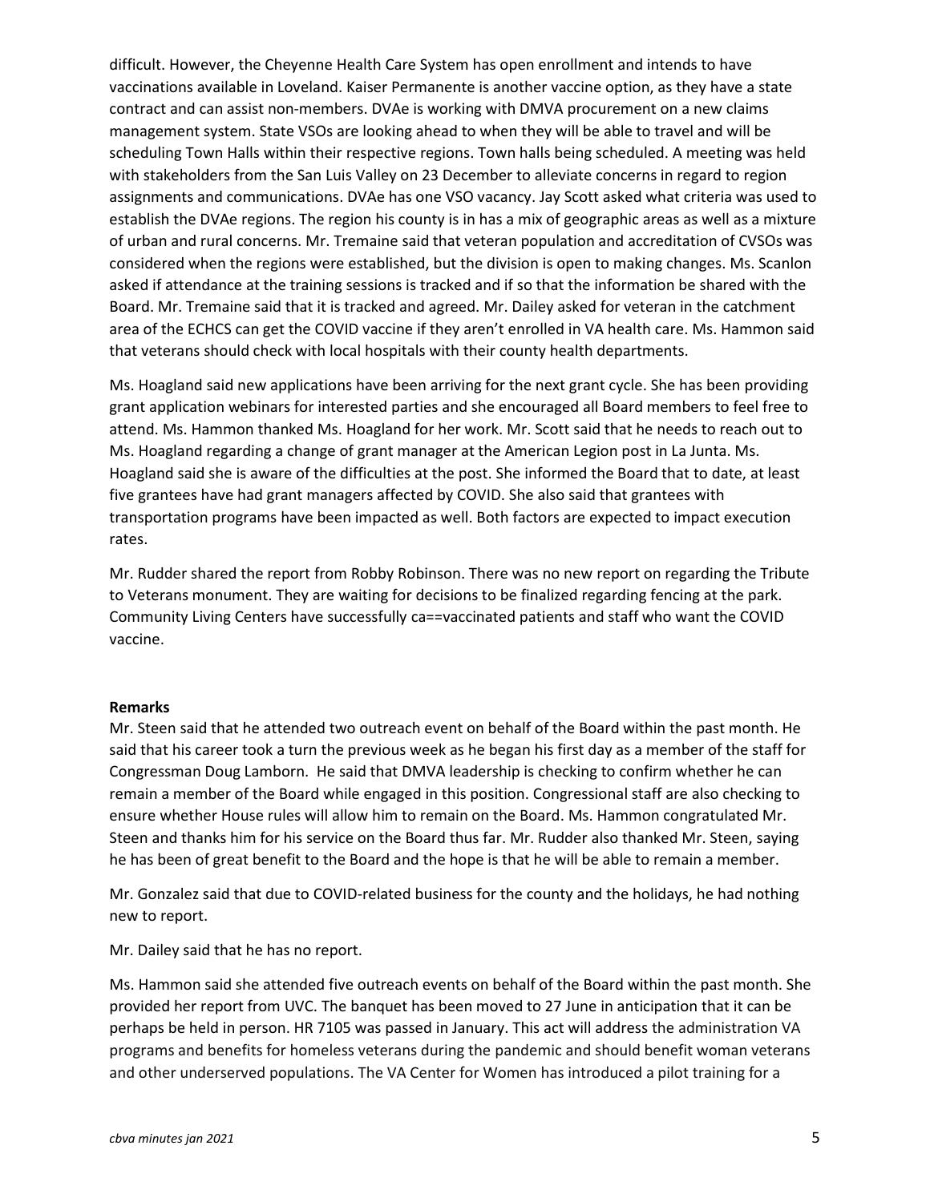difficult. However, the Cheyenne Health Care System has open enrollment and intends to have vaccinations available in Loveland. Kaiser Permanente is another vaccine option, as they have a state contract and can assist non-members. DVAe is working with DMVA procurement on a new claims management system. State VSOs are looking ahead to when they will be able to travel and will be scheduling Town Halls within their respective regions. Town halls being scheduled. A meeting was held with stakeholders from the San Luis Valley on 23 December to alleviate concerns in regard to region assignments and communications. DVAe has one VSO vacancy. Jay Scott asked what criteria was used to establish the DVAe regions. The region his county is in has a mix of geographic areas as well as a mixture of urban and rural concerns. Mr. Tremaine said that veteran population and accreditation of CVSOs was considered when the regions were established, but the division is open to making changes. Ms. Scanlon asked if attendance at the training sessions is tracked and if so that the information be shared with the Board. Mr. Tremaine said that it is tracked and agreed. Mr. Dailey asked for veteran in the catchment area of the ECHCS can get the COVID vaccine if they aren't enrolled in VA health care. Ms. Hammon said that veterans should check with local hospitals with their county health departments.

Ms. Hoagland said new applications have been arriving for the next grant cycle. She has been providing grant application webinars for interested parties and she encouraged all Board members to feel free to attend. Ms. Hammon thanked Ms. Hoagland for her work. Mr. Scott said that he needs to reach out to Ms. Hoagland regarding a change of grant manager at the American Legion post in La Junta. Ms. Hoagland said she is aware of the difficulties at the post. She informed the Board that to date, at least five grantees have had grant managers affected by COVID. She also said that grantees with transportation programs have been impacted as well. Both factors are expected to impact execution rates.

Mr. Rudder shared the report from Robby Robinson. There was no new report on regarding the Tribute to Veterans monument. They are waiting for decisions to be finalized regarding fencing at the park. Community Living Centers have successfully ca==vaccinated patients and staff who want the COVID vaccine.

**Remarks**

Mr. Steen said that he attended two outreach event on behalf of the Board within the past month. He said that his career took a turn the previous week as he began his first day as a member of the staff for Congressman Doug Lamborn. He said that DMVA leadership is checking to confirm whether he can remain a member of the Board while engaged in this position. Congressional staff are also checking to ensure whether House rules will allow him to remain on the Board. Ms. Hammon congratulated Mr. Steen and thanks him for his service on the Board thus far. Mr. Rudder also thanked Mr. Steen, saying he has been of great benefit to the Board and the hope is that he will be able to remain a member.

Mr. Gonzalez said that due to COVID-related business for the county and the holidays, he had nothing new to report.

Mr. Dailey said that he has no report.

Ms. Hammon said she attended five outreach events on behalf of the Board within the past month. She provided her report from UVC. The banquet has been moved to 27 June in anticipation that it can be perhaps be held in person. HR 7105 was passed in January. This act will address the administration VA programs and benefits for homeless veterans during the pandemic and should benefit woman veterans and other underserved populations. The VA Center for Women has introduced a pilot training for a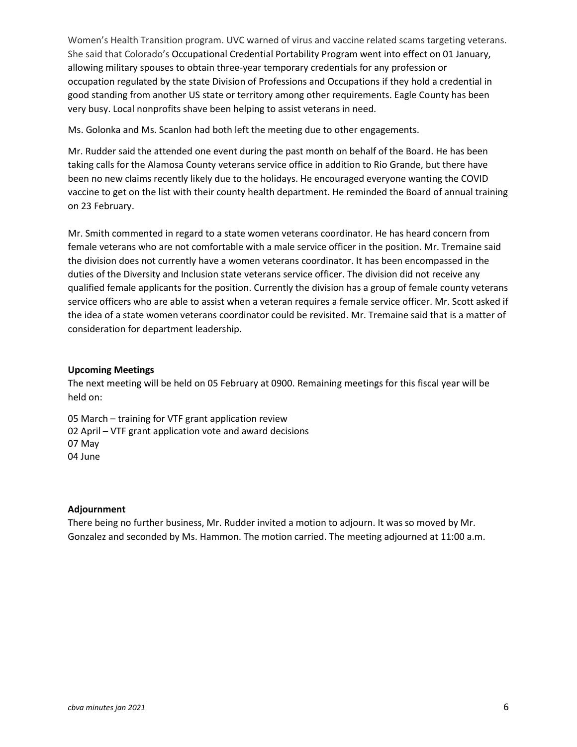Women's Health Transition program. UVC warned of virus and vaccine related scams targeting veterans. She said that Colorado's Occupational Credential Portability Program went into effect on 01 January, allowing military spouses to obtain three-year temporary credentials for any profession or occupation regulated by the state Division of Professions and Occupations if they hold a credential in good standing from another US state or territory among other requirements. Eagle County has been very busy. Local nonprofits shave been helping to assist veterans in need.

Ms. Golonka and Ms. Scanlon had both left the meeting due to other engagements.

Mr. Rudder said the attended one event during the past month on behalf of the Board. He has been taking calls for the Alamosa County veterans service office in addition to Rio Grande, but there have been no new claims recently likely due to the holidays. He encouraged everyone wanting the COVID vaccine to get on the list with their county health department. He reminded the Board of annual training on 23 February.

Mr. Smith commented in regard to a state women veterans coordinator. He has heard concern from female veterans who are not comfortable with a male service officer in the position. Mr. Tremaine said the division does not currently have a women veterans coordinator. It has been encompassed in the duties of the Diversity and Inclusion state veterans service officer. The division did not receive any qualified female applicants for the position. Currently the division has a group of female county veterans service officers who are able to assist when a veteran requires a female service officer. Mr. Scott asked if the idea of a state women veterans coordinator could be revisited. Mr. Tremaine said that is a matter of consideration for department leadership.

**Upcoming Meetings**

The next meeting will be held on 05 February at 0900. Remaining meetings for this fiscal year will be held on:

05 March – training for VTF grant application review
02 April – VTF grant application vote and award decisions
07 May
04 June

**Adjournment**

There being no further business, Mr. Rudder invited a motion to adjourn. It was so moved by Mr. Gonzalez and seconded by Ms. Hammon. The motion carried. The meeting adjourned at 11:00 a.m.